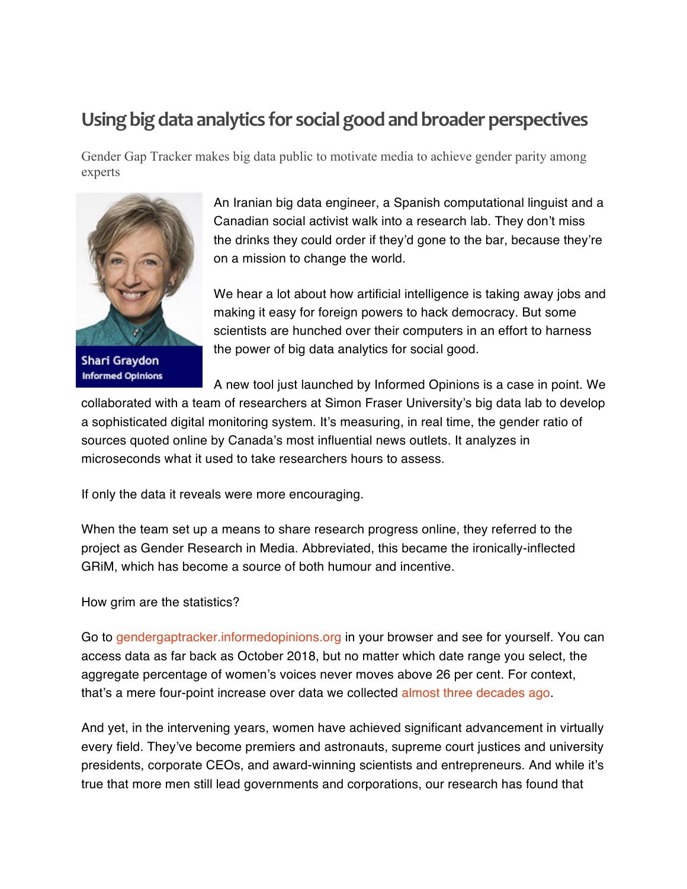# Using big data analytics for social good and broader perspectives

Gender Gap Tracker makes big data public to motivate media to achieve gender parity among experts

Shari Graydon
Informed Opinions

An Iranian big data engineer, a Spanish computational linguist and a Canadian social activist walk into a research lab. They don't miss the drinks they could order if they'd gone to the bar, because they're on a mission to change the world.

We hear a lot about how artificial intelligence is taking away jobs and making it easy for foreign powers to hack democracy. But some scientists are hunched over their computers in an effort to harness the power of big data analytics for social good.

A new tool just launched by Informed Opinions is a case in point. We collaborated with a team of researchers at Simon Fraser University's big data lab to develop a sophisticated digital monitoring system. It's measuring, in real time, the gender ratio of sources quoted online by Canada's most influential news outlets. It analyzes in microseconds what it used to take researchers hours to assess.

If only the data it reveals were more encouraging.

When the team set up a means to share research progress online, they referred to the project as Gender Research in Media. Abbreviated, this became the ironically-inflected GRiM, which has become a source of both humour and incentive.

How grim are the statistics?

Go to gendergaptracker.informedopinions.org in your browser and see for yourself. You can access data as far back as October 2018, but no matter which date range you select, the aggregate percentage of women's voices never moves above 26 per cent. For context, that's a mere four-point increase over data we collected almost three decades ago.

And yet, in the intervening years, women have achieved significant advancement in virtually every field. They've become premiers and astronauts, supreme court justices and university presidents, corporate CEOs, and award-winning scientists and entrepreneurs. And while it's true that more men still lead governments and corporations, our research has found that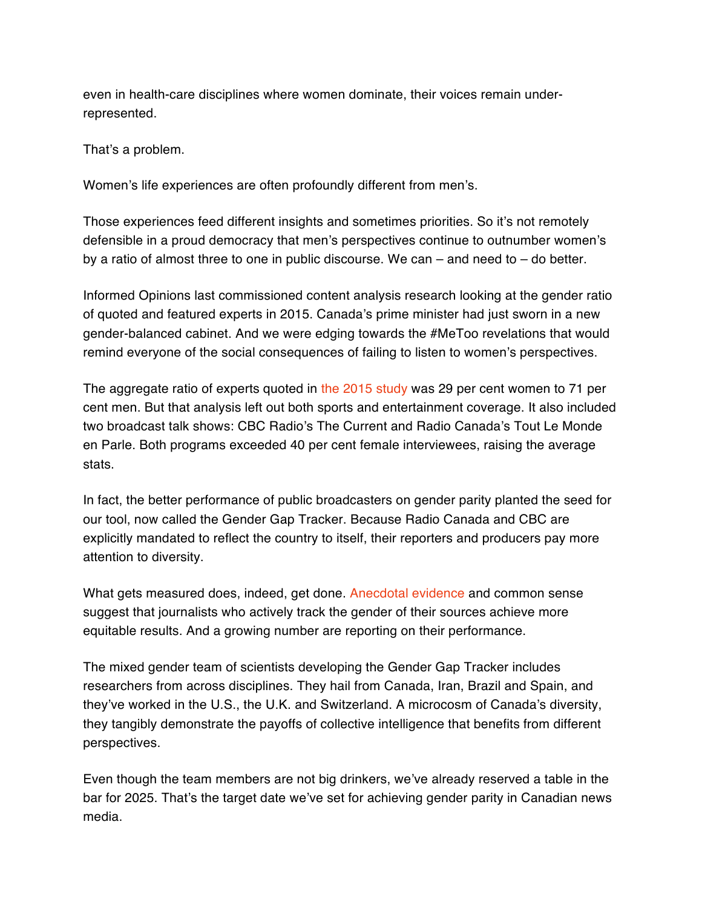even in health-care disciplines where women dominate, their voices remain under-represented.

That's a problem.

Women's life experiences are often profoundly different from men's.

Those experiences feed different insights and sometimes priorities. So it's not remotely defensible in a proud democracy that men's perspectives continue to outnumber women's by a ratio of almost three to one in public discourse. We can – and need to – do better.

Informed Opinions last commissioned content analysis research looking at the gender ratio of quoted and featured experts in 2015. Canada's prime minister had just sworn in a new gender-balanced cabinet. And we were edging towards the #MeToo revelations that would remind everyone of the social consequences of failing to listen to women's perspectives.

The aggregate ratio of experts quoted in the 2015 study was 29 per cent women to 71 per cent men. But that analysis left out both sports and entertainment coverage. It also included two broadcast talk shows: CBC Radio's The Current and Radio Canada's Tout Le Monde en Parle. Both programs exceeded 40 per cent female interviewees, raising the average stats.

In fact, the better performance of public broadcasters on gender parity planted the seed for our tool, now called the Gender Gap Tracker. Because Radio Canada and CBC are explicitly mandated to reflect the country to itself, their reporters and producers pay more attention to diversity.

What gets measured does, indeed, get done. Anecdotal evidence and common sense suggest that journalists who actively track the gender of their sources achieve more equitable results. And a growing number are reporting on their performance.

The mixed gender team of scientists developing the Gender Gap Tracker includes researchers from across disciplines. They hail from Canada, Iran, Brazil and Spain, and they've worked in the U.S., the U.K. and Switzerland. A microcosm of Canada's diversity, they tangibly demonstrate the payoffs of collective intelligence that benefits from different perspectives.

Even though the team members are not big drinkers, we've already reserved a table in the bar for 2025. That's the target date we've set for achieving gender parity in Canadian news media.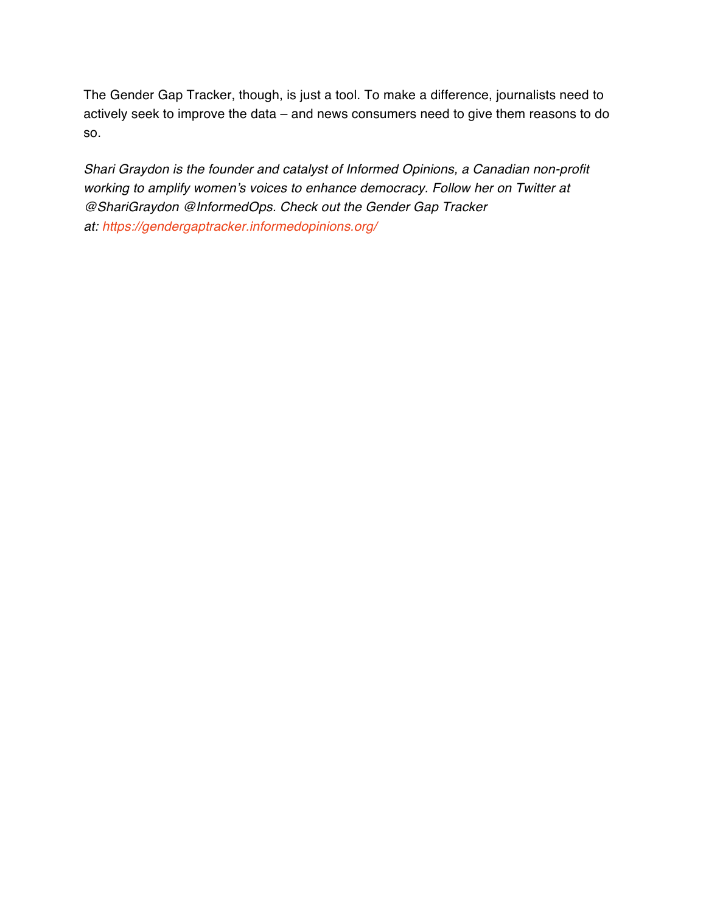The Gender Gap Tracker, though, is just a tool. To make a difference, journalists need to actively seek to improve the data – and news consumers need to give them reasons to do so.

*Shari Graydon is the founder and catalyst of Informed Opinions, a Canadian non-profit working to amplify women's voices to enhance democracy. Follow her on Twitter at @ShariGraydon @InformedOps. Check out the Gender Gap Tracker at: https://gendergaptracker.informedopinions.org/*